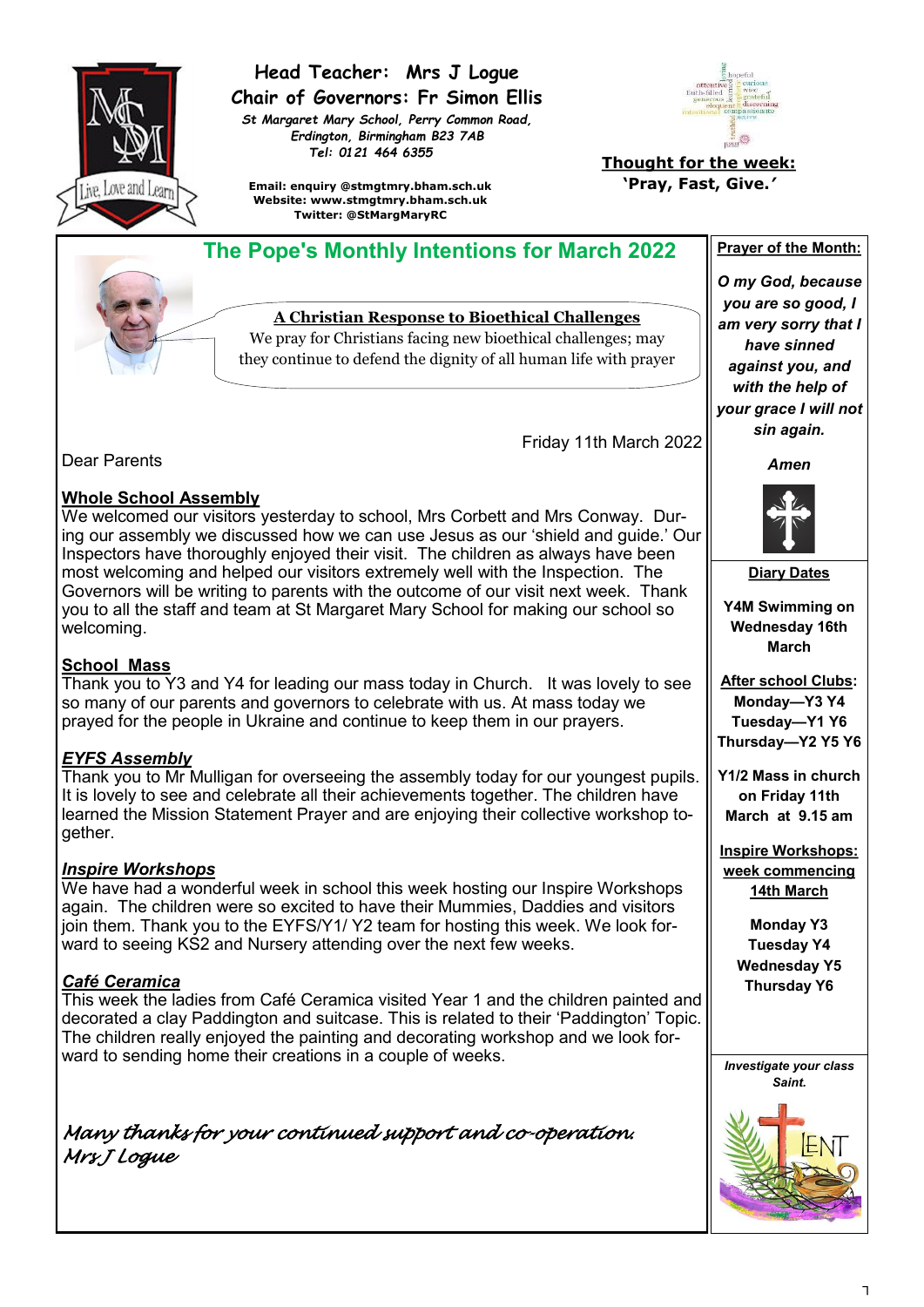**Head Teacher: Mrs J Logue**

**Chair of Governors: Fr Simon Ellis**

*St Margaret Mary School, Perry Common Road, Erdington, Birmingham B23 7AB*

*Tel: 0121 464 6355*

**Email: enquiry @stmgtmry.bham.sch.uk**
**Website: www.stmgtmry.bham.sch.uk**
**Twitter: @StMargMaryRC**

**Thought for the week:**
**'Pray, Fast, Give.'**

## The Pope's Monthly Intentions for March 2022

**A Christian Response to Bioethical Challenges**

We pray for Christians facing new bioethical challenges; may they continue to defend the dignity of all human life with prayer

Friday 11th March 2022

Dear Parents

### Whole School Assembly

We welcomed our visitors yesterday to school, Mrs Corbett and Mrs Conway. During our assembly we discussed how we can use Jesus as our 'shield and guide.' Our Inspectors have thoroughly enjoyed their visit. The children as always have been most welcoming and helped our visitors extremely well with the Inspection. The Governors will be writing to parents with the outcome of our visit next week. Thank you to all the staff and team at St Margaret Mary School for making our school so welcoming.

### School Mass

Thank you to Y3 and Y4 for leading our mass today in Church. It was lovely to see so many of our parents and governors to celebrate with us. At mass today we prayed for the people in Ukraine and continue to keep them in our prayers.

### *EYFS Assembly*

Thank you to Mr Mulligan for overseeing the assembly today for our youngest pupils. It is lovely to see and celebrate all their achievements together. The children have learned the Mission Statement Prayer and are enjoying their collective workshop together.

### *Inspire Workshops*

We have had a wonderful week in school this week hosting our Inspire Workshops again. The children were so excited to have their Mummies, Daddies and visitors join them. Thank you to the EYFS/Y1/ Y2 team for hosting this week. We look forward to seeing KS2 and Nursery attending over the next few weeks.

### *Café Ceramica*

This week the ladies from Café Ceramica visited Year 1 and the children painted and decorated a clay Paddington and suitcase. This is related to their 'Paddington' Topic. The children really enjoyed the painting and decorating workshop and we look forward to sending home their creations in a couple of weeks.

*Many thanks for your continued support and co-operation.*
*Mrs J Logue*

---

**Prayer of the Month:**

***O my God, because you are so good, I am very sorry that I have sinned against you, and with the help of your grace I will not sin again.***

***Amen***

**Diary Dates**

**Y4M Swimming on Wednesday 16th March**

**After school Clubs:**
**Monday—Y3 Y4**
**Tuesday—Y1 Y6**
**Thursday—Y2 Y5 Y6**

**Y1/2 Mass in church on Friday 11th March at 9.15 am**

**Inspire Workshops: week commencing 14th March**

**Monday Y3**
**Tuesday Y4**
**Wednesday Y5**
**Thursday Y6**

***Investigate your class Saint.***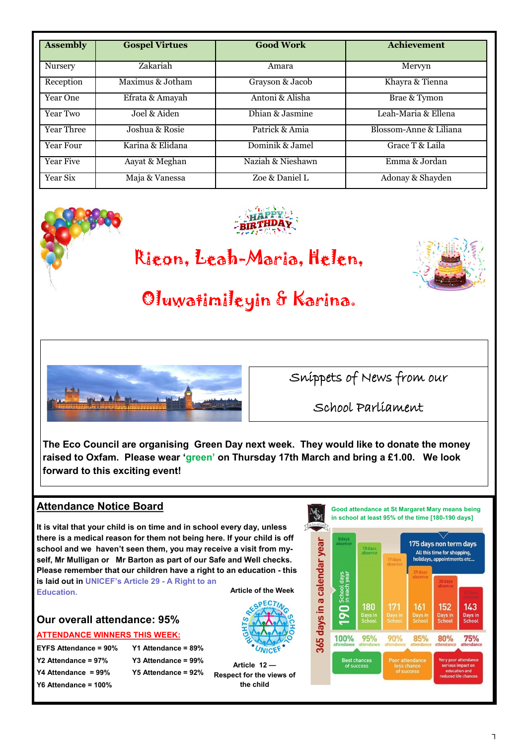| Assembly | Gospel Virtues | Good Work | Achievement |
|---|---|---|---|
| Nursery | Zakariah | Amara | Mervyn |
| Reception | Maximus & Jotham | Grayson & Jacob | Khayra & Tienna |
| Year One | Efrata & Amayah | Antoni & Alisha | Brae & Tymon |
| Year Two | Joel & Aiden | Dhian & Jasmine | Leah-Maria & Ellena |
| Year Three | Joshua & Rosie | Patrick & Amia | Blossom-Anne & Liliana |
| Year Four | Karina & Elidana | Dominik & Jamel | Grace T & Laila |
| Year Five | Aayat & Meghan | Naziah & Nieshawn | Emma & Jordan |
| Year Six | Maja & Vanessa | Zoe & Daniel L | Adonay & Shayden |

HAPPY BIRTHDAY

Rieon, Leah-Maria, Helen,

Oluwatimileyin & Karina.

## Snippets of News from our School Parliament

**The Eco Council are organising Green Day next week. They would like to donate the money raised to Oxfam. Please wear 'green' on Thursday 17th March and bring a £1.00. We look forward to this exciting event!**

## Attendance Notice Board

**It is vital that your child is on time and in school every day, unless there is a medical reason for them not being here. If your child is off school and we haven't seen them, you may receive a visit from myself, Mr Mulligan or Mr Barton as part of our Safe and Well checks. Please remember that our children have a right to an education - this is laid out in UNICEF's Article 29 - A Right to an Education.**

**Article of the Week**

**Article 12 — Respect for the views of the child**

### Our overall attendance: 95%

**ATTENDANCE WINNERS THIS WEEK:**

| | |
|---|---|
| **EYFS Attendance = 90%** | **Y1 Attendance = 89%** |
| **Y2 Attendance = 97%** | **Y3 Attendance = 99%** |
| **Y4 Attendance = 99%** | **Y5 Attendance = 92%** |
| **Y6 Attendance = 100%** | |

**Good attendance at St Margaret Mary means being in school at least 95% of the time [180-190 days]**

365 days in a calendar year

175 days non term days
All this time for shopping, holidays, appointments etc...

190 School days in each year

0 days absence
10 days absence
19 days absence
29 days absence
38 days absence
47 days absence

180 Days in School
171 Days in School
161 Days in School
152 Days in School
143 Days in School

100% attendance
95% attendance
90% attendance
85% attendance
80% attendance
75% attendance

Best chances of success
Poor attendance less chance of success
Very poor attendance serious impact on education and reduced life chances